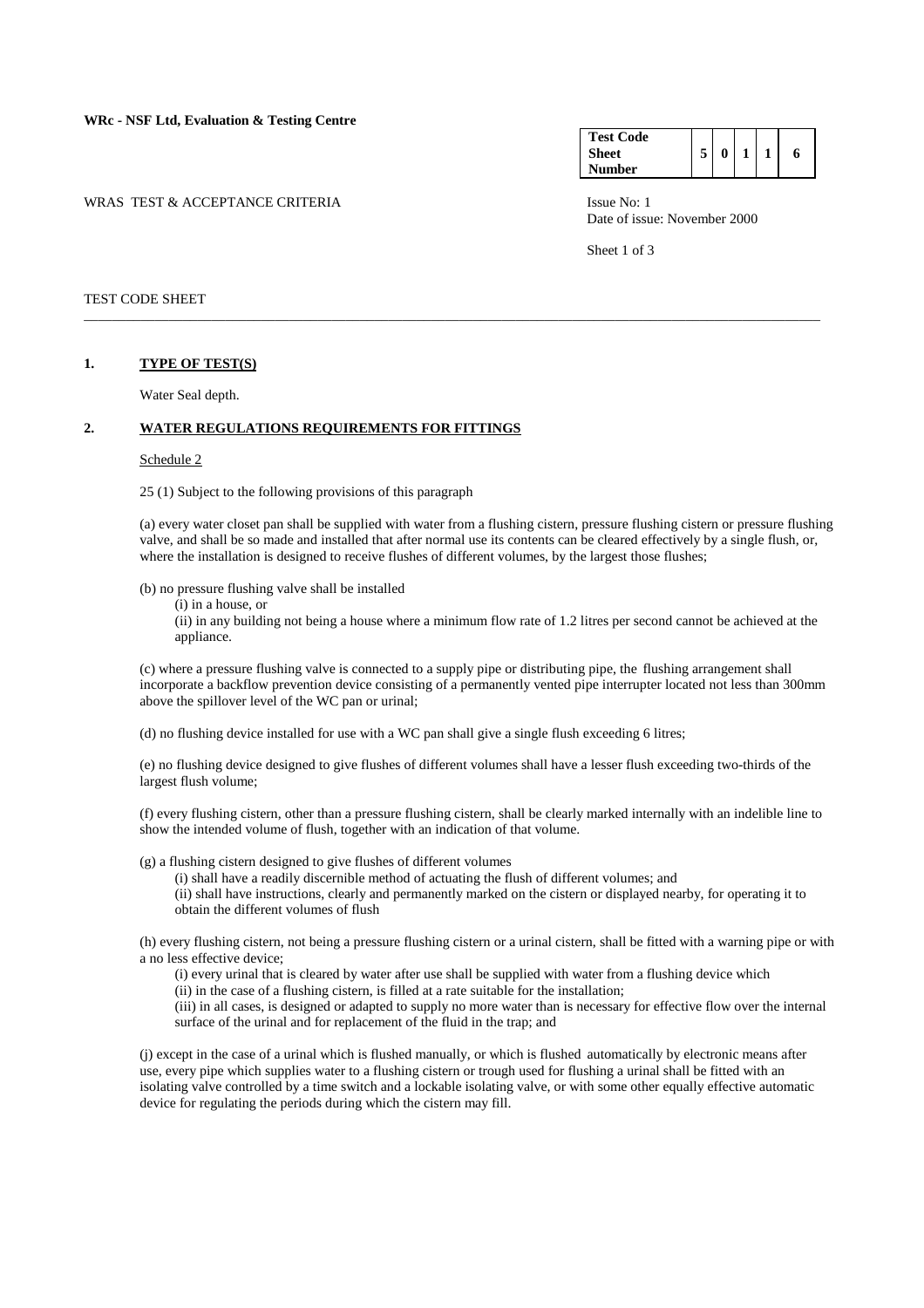**WRc - NSF Ltd, Evaluation & Testing Centre**

| **Test Code Sheet Number** | **5** | **0** | **1** | **1** | **6** |
|---|---|---|---|---|---|

WRAS TEST & ACCEPTANCE CRITERIA

Issue No: 1
Date of issue: November 2000

TEST CODE SHEET

---

## 1. TYPE OF TEST(S)

Water Seal depth.

## 2. WATER REGULATIONS REQUIREMENTS FOR FITTINGS

Schedule 2

25 (1) Subject to the following provisions of this paragraph

(a) every water closet pan shall be supplied with water from a flushing cistern, pressure flushing cistern or pressure flushing valve, and shall be so made and installed that after normal use its contents can be cleared effectively by a single flush, or, where the installation is designed to receive flushes of different volumes, by the largest those flushes;

(b) no pressure flushing valve shall be installed

(i) in a house, or

(ii) in any building not being a house where a minimum flow rate of 1.2 litres per second cannot be achieved at the appliance.

(c) where a pressure flushing valve is connected to a supply pipe or distributing pipe, the flushing arrangement shall incorporate a backflow prevention device consisting of a permanently vented pipe interrupter located not less than 300mm above the spillover level of the WC pan or urinal;

(d) no flushing device installed for use with a WC pan shall give a single flush exceeding 6 litres;

(e) no flushing device designed to give flushes of different volumes shall have a lesser flush exceeding two-thirds of the largest flush volume;

(f) every flushing cistern, other than a pressure flushing cistern, shall be clearly marked internally with an indelible line to show the intended volume of flush, together with an indication of that volume.

(g) a flushing cistern designed to give flushes of different volumes

(i) shall have a readily discernible method of actuating the flush of different volumes; and

(ii) shall have instructions, clearly and permanently marked on the cistern or displayed nearby, for operating it to obtain the different volumes of flush

(h) every flushing cistern, not being a pressure flushing cistern or a urinal cistern, shall be fitted with a warning pipe or with a no less effective device;

(i) every urinal that is cleared by water after use shall be supplied with water from a flushing device which

(ii) in the case of a flushing cistern, is filled at a rate suitable for the installation;

(iii) in all cases, is designed or adapted to supply no more water than is necessary for effective flow over the internal surface of the urinal and for replacement of the fluid in the trap; and

(j) except in the case of a urinal which is flushed manually, or which is flushed automatically by electronic means after use, every pipe which supplies water to a flushing cistern or trough used for flushing a urinal shall be fitted with an isolating valve controlled by a time switch and a lockable isolating valve, or with some other equally effective automatic device for regulating the periods during which the cistern may fill.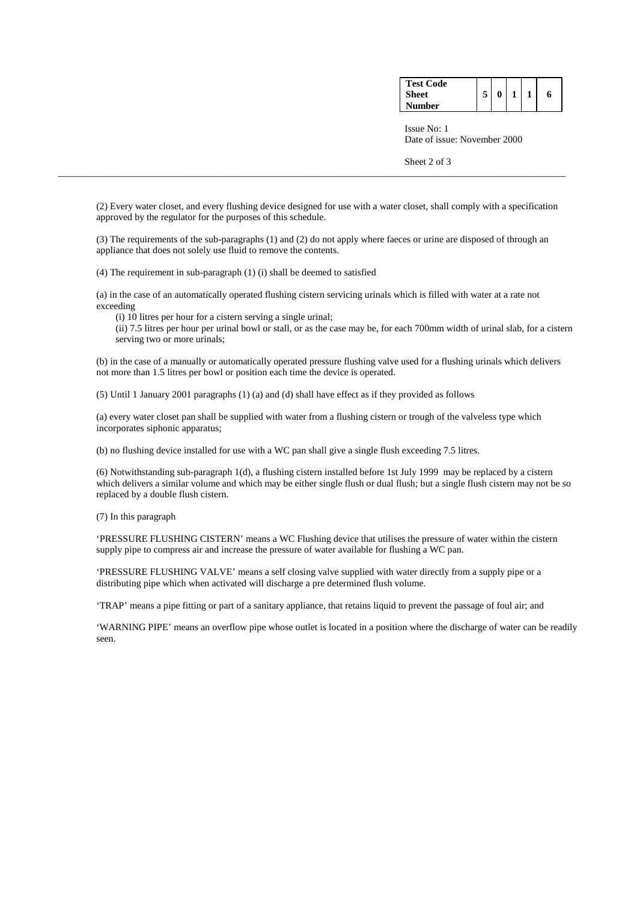(2) Every water closet, and every flushing device designed for use with a water closet, shall comply with a specification approved by the regulator for the purposes of this schedule.

(3) The requirements of the sub-paragraphs (1) and (2) do not apply where faeces or urine are disposed of through an appliance that does not solely use fluid to remove the contents.

(4) The requirement in sub-paragraph (1) (i) shall be deemed to satisfied

(a) in the case of an automatically operated flushing cistern servicing urinals which is filled with water at a rate not exceeding

- (i) 10 litres per hour for a cistern serving a single urinal;
- (ii) 7.5 litres per hour per urinal bowl or stall, or as the case may be, for each 700mm width of urinal slab, for a cistern serving two or more urinals;

(b) in the case of a manually or automatically operated pressure flushing valve used for a flushing urinals which delivers not more than 1.5 litres per bowl or position each time the device is operated.

(5) Until 1 January 2001 paragraphs (1) (a) and (d) shall have effect as if they provided as follows

(a) every water closet pan shall be supplied with water from a flushing cistern or trough of the valveless type which incorporates siphonic apparatus;

(b) no flushing device installed for use with a WC pan shall give a single flush exceeding 7.5 litres.

(6) Notwithstanding sub-paragraph 1(d), a flushing cistern installed before 1st July 1999 may be replaced by a cistern which delivers a similar volume and which may be either single flush or dual flush; but a single flush cistern may not be so replaced by a double flush cistern.

(7) In this paragraph

'PRESSURE FLUSHING CISTERN' means a WC Flushing device that utilises the pressure of water within the cistern supply pipe to compress air and increase the pressure of water available for flushing a WC pan.

'PRESSURE FLUSHING VALVE' means a self closing valve supplied with water directly from a supply pipe or a distributing pipe which when activated will discharge a pre determined flush volume.

'TRAP' means a pipe fitting or part of a sanitary appliance, that retains liquid to prevent the passage of foul air; and

'WARNING PIPE' means an overflow pipe whose outlet is located in a position where the discharge of water can be readily seen.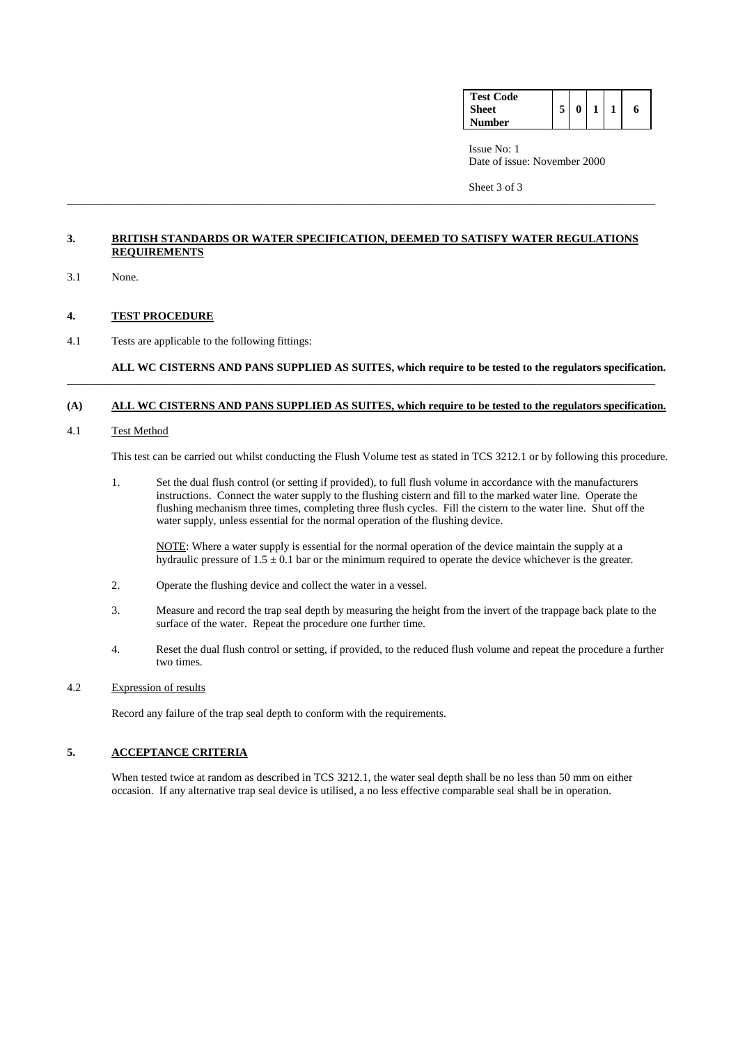| Test Code Sheet Number | 5 | 0 | 1 | 1 | 6 |
|---|---|---|---|---|---|

Issue No: 1
Date of issue: November 2000

---

## 3. BRITISH STANDARDS OR WATER SPECIFICATION, DEEMED TO SATISFY WATER REGULATIONS REQUIREMENTS

3.1 None.

## 4. TEST PROCEDURE

4.1 Tests are applicable to the following fittings:

**ALL WC CISTERNS AND PANS SUPPLIED AS SUITES, which require to be tested to the regulators specification.**

---

### (A) ALL WC CISTERNS AND PANS SUPPLIED AS SUITES, which require to be tested to the regulators specification.

4.1 Test Method

This test can be carried out whilst conducting the Flush Volume test as stated in TCS 3212.1 or by following this procedure.

1. Set the dual flush control (or setting if provided), to full flush volume in accordance with the manufacturers instructions. Connect the water supply to the flushing cistern and fill to the marked water line. Operate the flushing mechanism three times, completing three flush cycles. Fill the cistern to the water line. Shut off the water supply, unless essential for the normal operation of the flushing device.

   NOTE: Where a water supply is essential for the normal operation of the device maintain the supply at a hydraulic pressure of $1.5 \pm 0.1$ bar or the minimum required to operate the device whichever is the greater.

2. Operate the flushing device and collect the water in a vessel.

3. Measure and record the trap seal depth by measuring the height from the invert of the trappage back plate to the surface of the water. Repeat the procedure one further time.

4. Reset the dual flush control or setting, if provided, to the reduced flush volume and repeat the procedure a further two times.

4.2 Expression of results

Record any failure of the trap seal depth to conform with the requirements.

## 5. ACCEPTANCE CRITERIA

When tested twice at random as described in TCS 3212.1, the water seal depth shall be no less than 50 mm on either occasion. If any alternative trap seal device is utilised, a no less effective comparable seal shall be in operation.